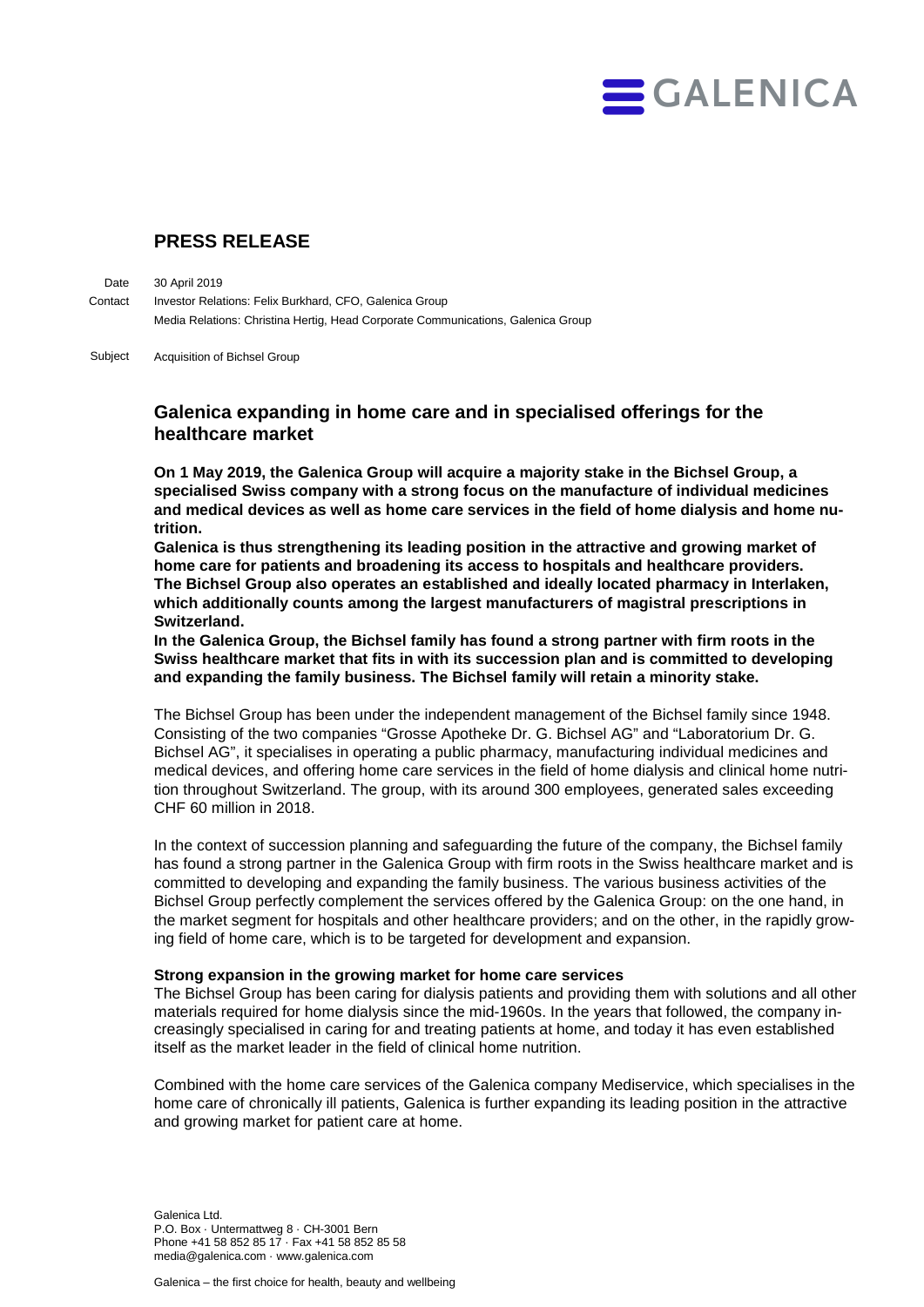# PRESS RELEASE

Date 30 April 2019

Contact Investor Relations: Felix Burkhard, CFO, Galenica Group

Media Relations: Christina Hertig, Head Corporate Communications, Galenica Group

Subject Acquisition of Bichsel Group

## Galenica expanding in home care and in specialised offerings for the healthcare market

**On 1 May 2019, the Galenica Group will acquire a majority stake in the Bichsel Group, a specialised Swiss company with a strong focus on the manufacture of individual medicines and medical devices as well as home care services in the field of home dialysis and home nutrition.**

**Galenica is thus strengthening its leading position in the attractive and growing market of home care for patients and broadening its access to hospitals and healthcare providers. The Bichsel Group also operates an established and ideally located pharmacy in Interlaken, which additionally counts among the largest manufacturers of magistral prescriptions in Switzerland.**

**In the Galenica Group, the Bichsel family has found a strong partner with firm roots in the Swiss healthcare market that fits in with its succession plan and is committed to developing and expanding the family business. The Bichsel family will retain a minority stake.**

The Bichsel Group has been under the independent management of the Bichsel family since 1948. Consisting of the two companies "Grosse Apotheke Dr. G. Bichsel AG" and "Laboratorium Dr. G. Bichsel AG", it specialises in operating a public pharmacy, manufacturing individual medicines and medical devices, and offering home care services in the field of home dialysis and clinical home nutrition throughout Switzerland. The group, with its around 300 employees, generated sales exceeding CHF 60 million in 2018.

In the context of succession planning and safeguarding the future of the company, the Bichsel family has found a strong partner in the Galenica Group with firm roots in the Swiss healthcare market and is committed to developing and expanding the family business. The various business activities of the Bichsel Group perfectly complement the services offered by the Galenica Group: on the one hand, in the market segment for hospitals and other healthcare providers; and on the other, in the rapidly growing field of home care, which is to be targeted for development and expansion.

**Strong expansion in the growing market for home care services**

The Bichsel Group has been caring for dialysis patients and providing them with solutions and all other materials required for home dialysis since the mid-1960s. In the years that followed, the company increasingly specialised in caring for and treating patients at home, and today it has even established itself as the market leader in the field of clinical home nutrition.

Combined with the home care services of the Galenica company Mediservice, which specialises in the home care of chronically ill patients, Galenica is further expanding its leading position in the attractive and growing market for patient care at home.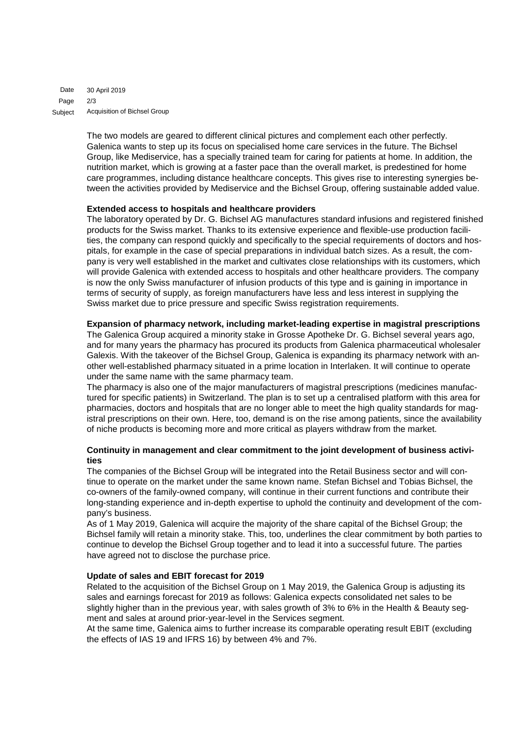The two models are geared to different clinical pictures and complement each other perfectly. Galenica wants to step up its focus on specialised home care services in the future. The Bichsel Group, like Mediservice, has a specially trained team for caring for patients at home. In addition, the nutrition market, which is growing at a faster pace than the overall market, is predestined for home care programmes, including distance healthcare concepts. This gives rise to interesting synergies between the activities provided by Mediservice and the Bichsel Group, offering sustainable added value.

**Extended access to hospitals and healthcare providers**

The laboratory operated by Dr. G. Bichsel AG manufactures standard infusions and registered finished products for the Swiss market. Thanks to its extensive experience and flexible-use production facilities, the company can respond quickly and specifically to the special requirements of doctors and hospitals, for example in the case of special preparations in individual batch sizes. As a result, the company is very well established in the market and cultivates close relationships with its customers, which will provide Galenica with extended access to hospitals and other healthcare providers. The company is now the only Swiss manufacturer of infusion products of this type and is gaining in importance in terms of security of supply, as foreign manufacturers have less and less interest in supplying the Swiss market due to price pressure and specific Swiss registration requirements.

**Expansion of pharmacy network, including market-leading expertise in magistral prescriptions**

The Galenica Group acquired a minority stake in Grosse Apotheke Dr. G. Bichsel several years ago, and for many years the pharmacy has procured its products from Galenica pharmaceutical wholesaler Galexis. With the takeover of the Bichsel Group, Galenica is expanding its pharmacy network with another well-established pharmacy situated in a prime location in Interlaken. It will continue to operate under the same name with the same pharmacy team.

The pharmacy is also one of the major manufacturers of magistral prescriptions (medicines manufactured for specific patients) in Switzerland. The plan is to set up a centralised platform with this area for pharmacies, doctors and hospitals that are no longer able to meet the high quality standards for magistral prescriptions on their own. Here, too, demand is on the rise among patients, since the availability of niche products is becoming more and more critical as players withdraw from the market.

**Continuity in management and clear commitment to the joint development of business activities**

The companies of the Bichsel Group will be integrated into the Retail Business sector and will continue to operate on the market under the same known name. Stefan Bichsel and Tobias Bichsel, the co-owners of the family-owned company, will continue in their current functions and contribute their long-standing experience and in-depth expertise to uphold the continuity and development of the company's business.

As of 1 May 2019, Galenica will acquire the majority of the share capital of the Bichsel Group; the Bichsel family will retain a minority stake. This, too, underlines the clear commitment by both parties to continue to develop the Bichsel Group together and to lead it into a successful future. The parties have agreed not to disclose the purchase price.

**Update of sales and EBIT forecast for 2019**

Related to the acquisition of the Bichsel Group on 1 May 2019, the Galenica Group is adjusting its sales and earnings forecast for 2019 as follows: Galenica expects consolidated net sales to be slightly higher than in the previous year, with sales growth of 3% to 6% in the Health & Beauty segment and sales at around prior-year-level in the Services segment.

At the same time, Galenica aims to further increase its comparable operating result EBIT (excluding the effects of IAS 19 and IFRS 16) by between 4% and 7%.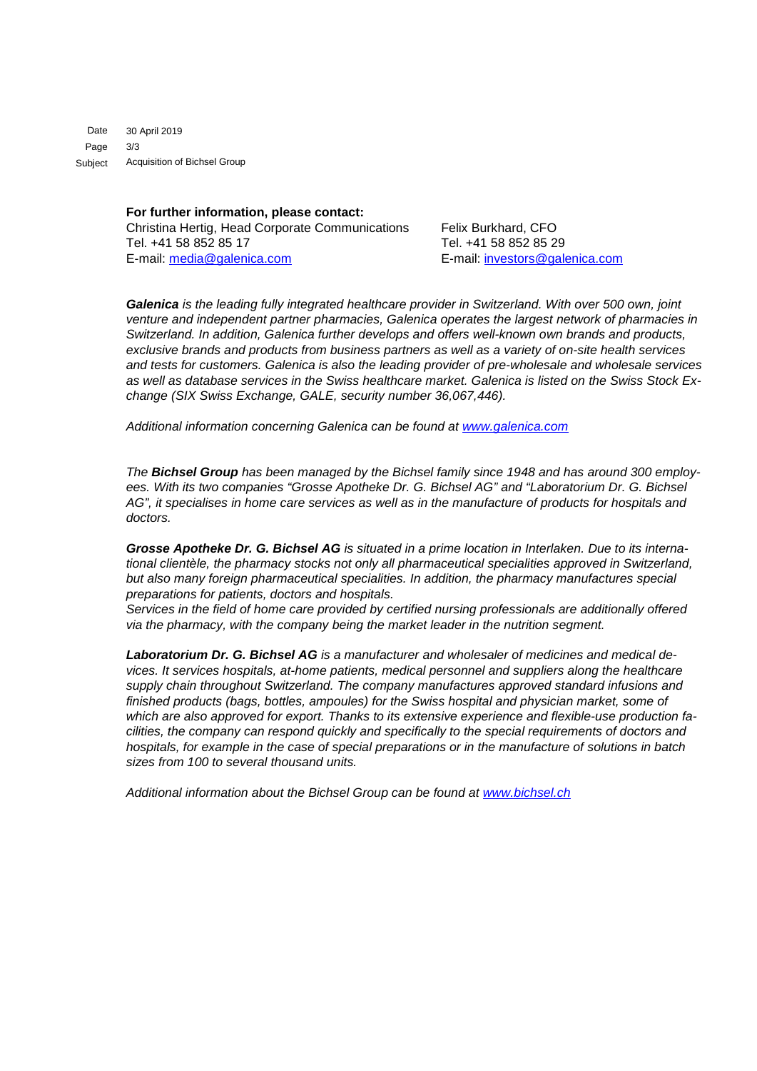Date 30 April 2019
Subject Acquisition of Bichsel Group

**For further information, please contact:**

Christina Hertig, Head Corporate Communications
Tel. +41 58 852 85 17
E-mail: media@galenica.com

Felix Burkhard, CFO
Tel. +41 58 852 85 29
E-mail: investors@galenica.com

***Galenica*** *is the leading fully integrated healthcare provider in Switzerland. With over 500 own, joint venture and independent partner pharmacies, Galenica operates the largest network of pharmacies in Switzerland. In addition, Galenica further develops and offers well-known own brands and products, exclusive brands and products from business partners as well as a variety of on-site health services and tests for customers. Galenica is also the leading provider of pre-wholesale and wholesale services as well as database services in the Swiss healthcare market. Galenica is listed on the Swiss Stock Exchange (SIX Swiss Exchange, GALE, security number 36,067,446).*

*Additional information concerning Galenica can be found at www.galenica.com*

*The* ***Bichsel Group*** *has been managed by the Bichsel family since 1948 and has around 300 employees. With its two companies "Grosse Apotheke Dr. G. Bichsel AG" and "Laboratorium Dr. G. Bichsel AG", it specialises in home care services as well as in the manufacture of products for hospitals and doctors.*

***Grosse Apotheke Dr. G. Bichsel AG*** *is situated in a prime location in Interlaken. Due to its international clientèle, the pharmacy stocks not only all pharmaceutical specialities approved in Switzerland, but also many foreign pharmaceutical specialities. In addition, the pharmacy manufactures special preparations for patients, doctors and hospitals.*
*Services in the field of home care provided by certified nursing professionals are additionally offered via the pharmacy, with the company being the market leader in the nutrition segment.*

***Laboratorium Dr. G. Bichsel AG*** *is a manufacturer and wholesaler of medicines and medical devices. It services hospitals, at-home patients, medical personnel and suppliers along the healthcare supply chain throughout Switzerland. The company manufactures approved standard infusions and finished products (bags, bottles, ampoules) for the Swiss hospital and physician market, some of which are also approved for export. Thanks to its extensive experience and flexible-use production facilities, the company can respond quickly and specifically to the special requirements of doctors and hospitals, for example in the case of special preparations or in the manufacture of solutions in batch sizes from 100 to several thousand units.*

*Additional information about the Bichsel Group can be found at www.bichsel.ch*